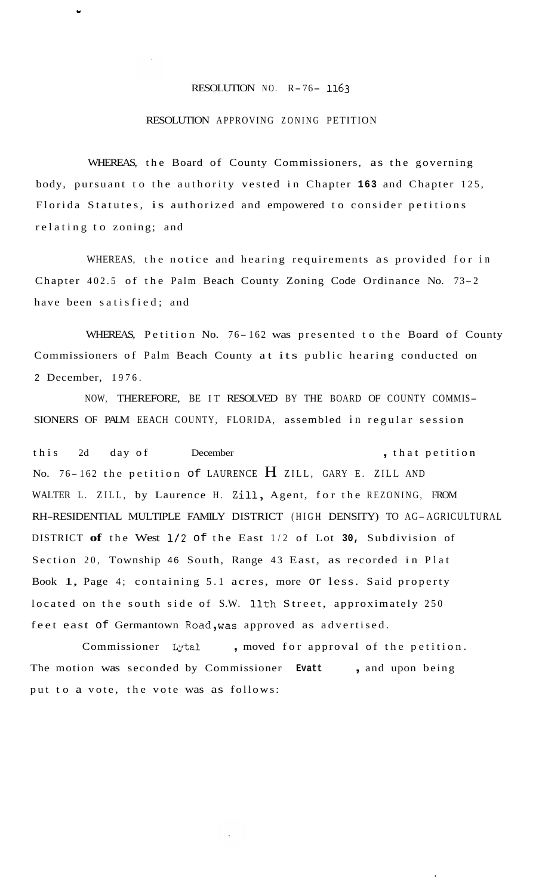RESOLUTION NO. R-76- 1163

RESOLUTION APPROVING ZONING PETITION

WHEREAS, the Board of County Commissioners, as the governing body, pursuant to the authority vested in Chapter **163** and Chapter 125, Florida Statutes, is authorized and empowered to consider petitions relating to zoning; and

WHEREAS, the notice and hearing requirements as provided for in Chapter 402.5 of the Palm Beach County Zoning Code Ordinance No. 73-2 have been satisfied; and

WHEREAS, Petition No. 76-162 was presented to the Board of County Commissioners of Palm Beach County at its public hearing conducted on 2 December, 1976.

NOW, THEREFORE, BE IT RESOLVED BY THE BOARD OF COUNTY COMMISSIONERS OF PALM EEACH COUNTY, FLORIDA, assembled in regular session this 2d day of December , that petition No. 76-162 the petition of LAURENCE H ZILL, GARY E. ZILL AND WALTER L. ZILL, by Laurence H. Zill, Agent, for the REZONING, FROM RH-RESIDENTIAL MULTIPLE FAMILY DISTRICT (HIGH DENSITY) TO AG-AGRICULTURAL DISTRICT **of** the West 1/2 of the East 1/2 of Lot **30,** Subdivision of Section 20, Township 46 South, Range 43 East, as recorded in Plat Book **1,** Page 4; containing 5.1 acres, more or less. Said property located on the south side of S.W. 11th Street, approximately 250 feet east of Germantown Road, was approved as advertised.

Commissioner Lytal , moved for approval of the petition. The motion was seconded by Commissioner **Evatt** , and upon being put to a vote, the vote was as follows: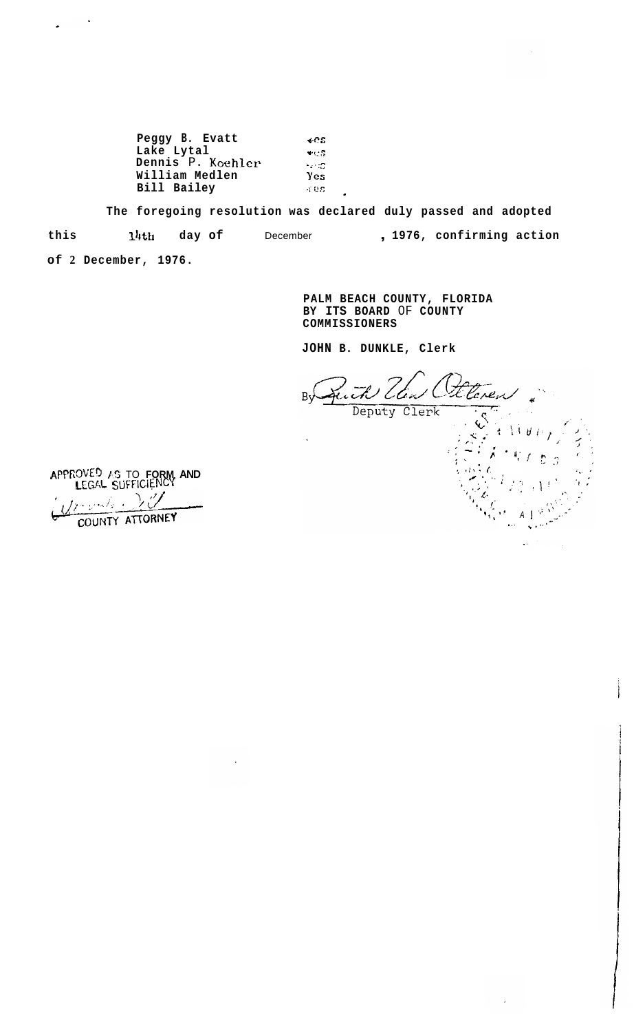| | |
|---|---|
| Peggy B. Evatt | Yes |
| Lake Lytal | Yes |
| Dennis P. Koehler | Yes |
| William Medlen | Yes |
| Bill Bailey | Yes |

The foregoing resolution was declared duly passed and adopted this 14th day of December, 1976, confirming action of 2 December, 1976.

PALM BEACH COUNTY, FLORIDA
BY ITS BOARD OF COUNTY COMMISSIONERS

JOHN B. DUNKLE, Clerk

By Ruth Van Otteren
Deputy Clerk

APPROVED AS TO FORM AND LEGAL SUFFICIENCY

COUNTY ATTORNEY